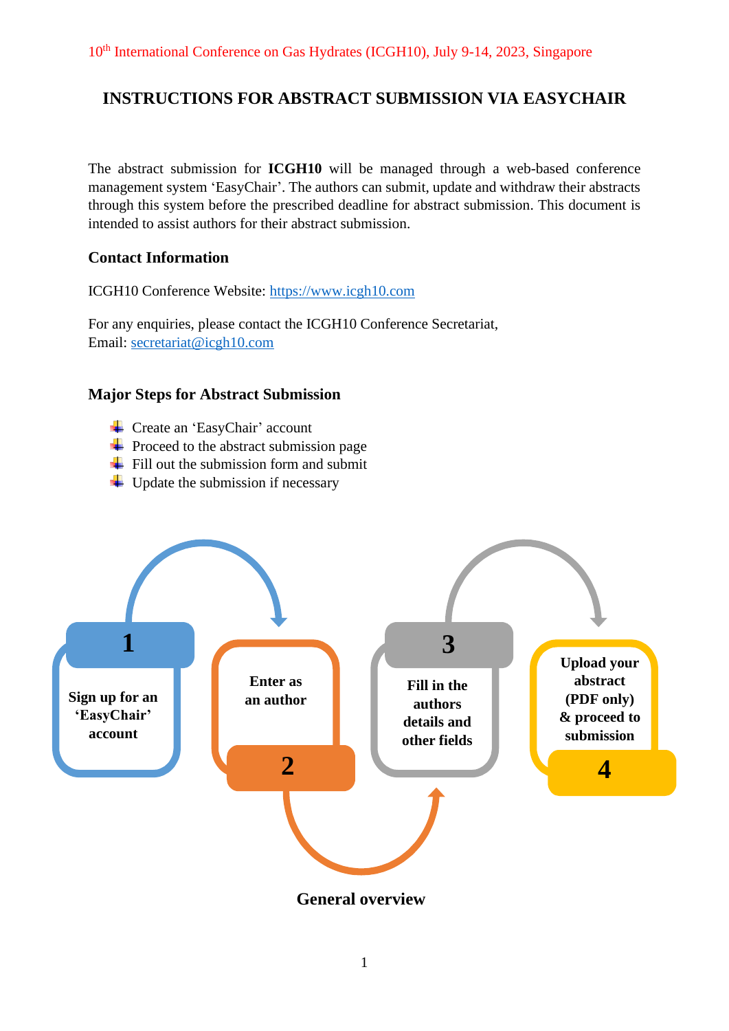10th International Conference on Gas Hydrates (ICGH10), July 9-14, 2023, Singapore

# INSTRUCTIONS FOR ABSTRACT SUBMISSION VIA EASYCHAIR

The abstract submission for **ICGH10** will be managed through a web-based conference management system 'EasyChair'. The authors can submit, update and withdraw their abstracts through this system before the prescribed deadline for abstract submission. This document is intended to assist authors for their abstract submission.

## Contact Information

ICGH10 Conference Website: https://www.icgh10.com

For any enquiries, please contact the ICGH10 Conference Secretariat,
Email: secretariat@icgh10.com

## Major Steps for Abstract Submission

- Create an 'EasyChair' account
- Proceed to the abstract submission page
- Fill out the submission form and submit
- Update the submission if necessary

**1** Sign up for an 'EasyChair' account

**2** Enter as an author

**3** Fill in the authors details and other fields

**4** Upload your abstract (PDF only) & proceed to submission

**General overview**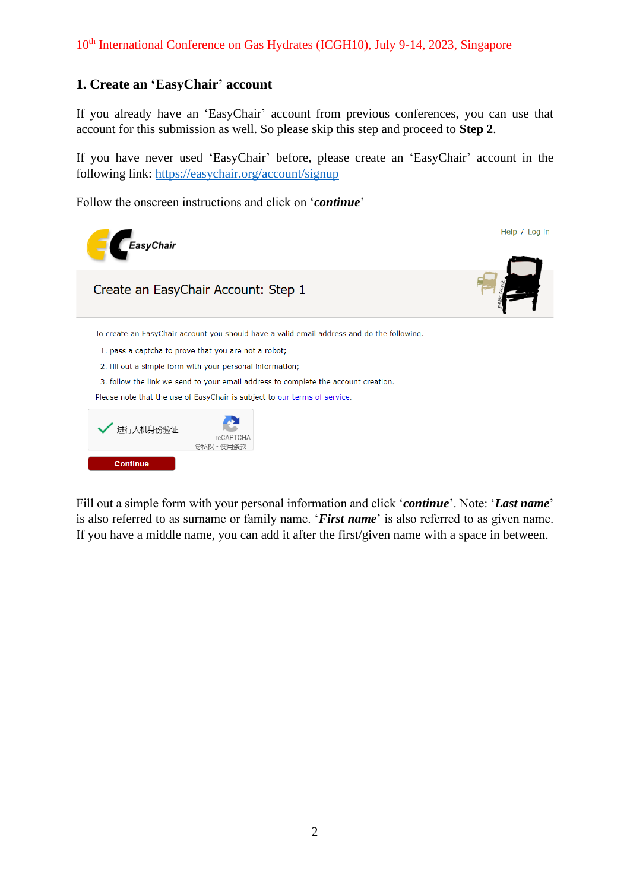## 1. Create an 'EasyChair' account

If you already have an 'EasyChair' account from previous conferences, you can use that account for this submission as well. So please skip this step and proceed to **Step 2**.

If you have never used 'EasyChair' before, please create an 'EasyChair' account in the following link: https://easychair.org/account/signup

Follow the onscreen instructions and click on '***continue***'

Help / Log in

Create an EasyChair Account: Step 1

To create an EasyChair account you should have a valid email address and do the following.

1. pass a captcha to prove that you are not a robot;
2. fill out a simple form with your personal information;
3. follow the link we send to your email address to complete the account creation.

Please note that the use of EasyChair is subject to our terms of service.

进行人机身份验证 reCAPTCHA 隐私权 - 使用条款

Continue

Fill out a simple form with your personal information and click '***continue***'. Note: '***Last name***' is also referred to as surname or family name. '***First name***' is also referred to as given name. If you have a middle name, you can add it after the first/given name with a space in between.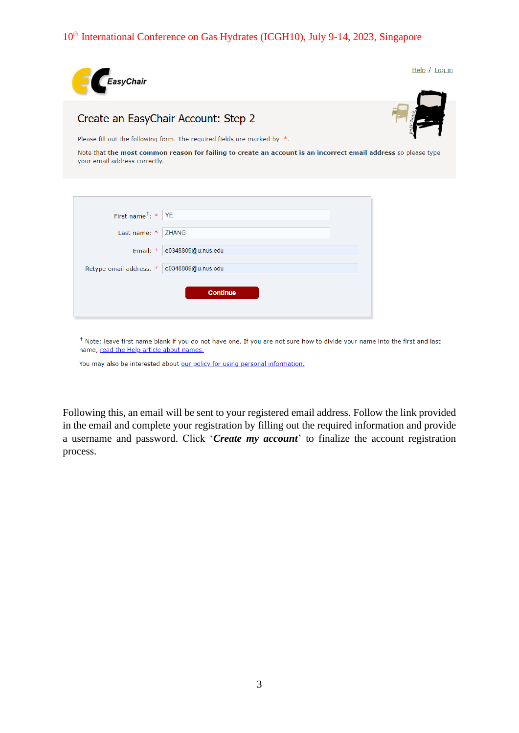Create an EasyChair Account: Step 2

Please fill out the following form. The required fields are marked by *.

Note that **the most common reason for failing to create an account is an incorrect email address** so please type your email address correctly.

| | |
|---|---|
| First name[†]: * | YE |
| Last name: * | ZHANG |
| Email: * | e0348809@u.nus.edu |
| Retype email address: * | e0348809@u.nus.edu |

Continue

[†] Note: leave first name blank if you do not have one. If you are not sure how to divide your name into the first and last name, read the Help article about names.

You may also be interested about our policy for using personal information.

Following this, an email will be sent to your registered email address. Follow the link provided in the email and complete your registration by filling out the required information and provide a username and password. Click '***Create my account***' to finalize the account registration process.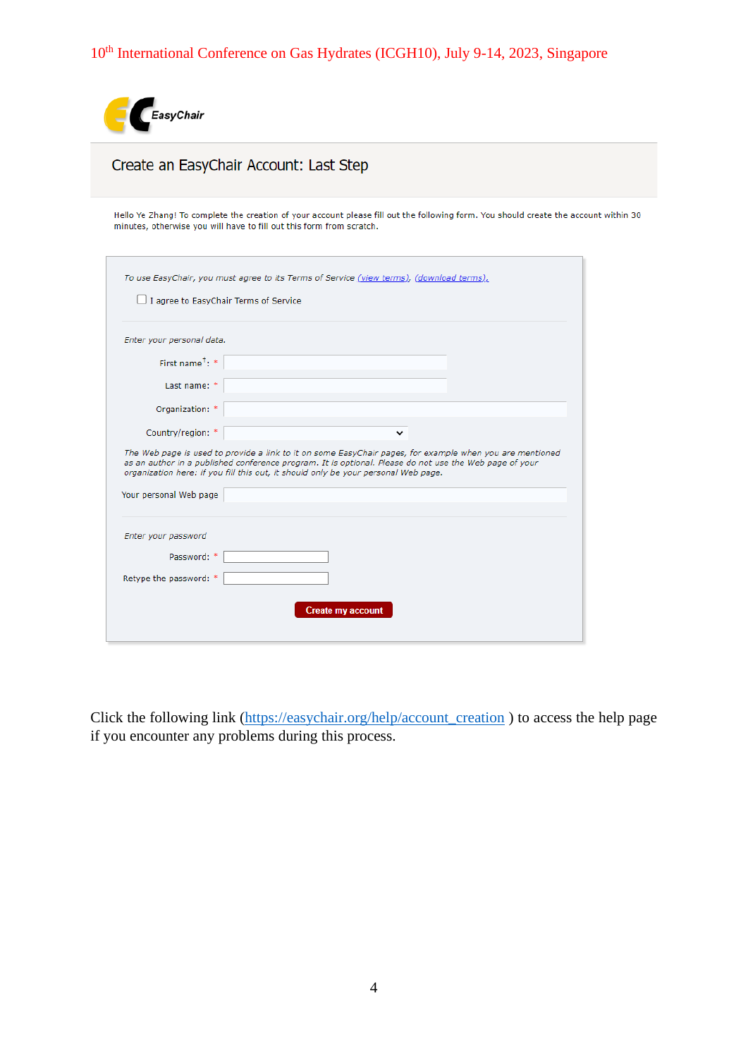Create an EasyChair Account: Last Step

Hello Ye Zhang! To complete the creation of your account please fill out the following form. You should create the account within 30 minutes, otherwise you will have to fill out this form from scratch.

*To use EasyChair, you must agree to its Terms of Service (view terms), (download terms).*

☐ I agree to EasyChair Terms of Service

*Enter your personal data.*

First name[†]: *

Last name: *

Organization: *

Country/region: *

*The Web page is used to provide a link to it on some EasyChair pages, for example when you are mentioned as an author in a published conference program. It is optional. Please do not use the Web page of your organization here: if you fill this out, it should only be your personal Web page.*

Your personal Web page

*Enter your password*

Password: *

Retype the password: *

Create my account

Click the following link (https://easychair.org/help/account_creation ) to access the help page if you encounter any problems during this process.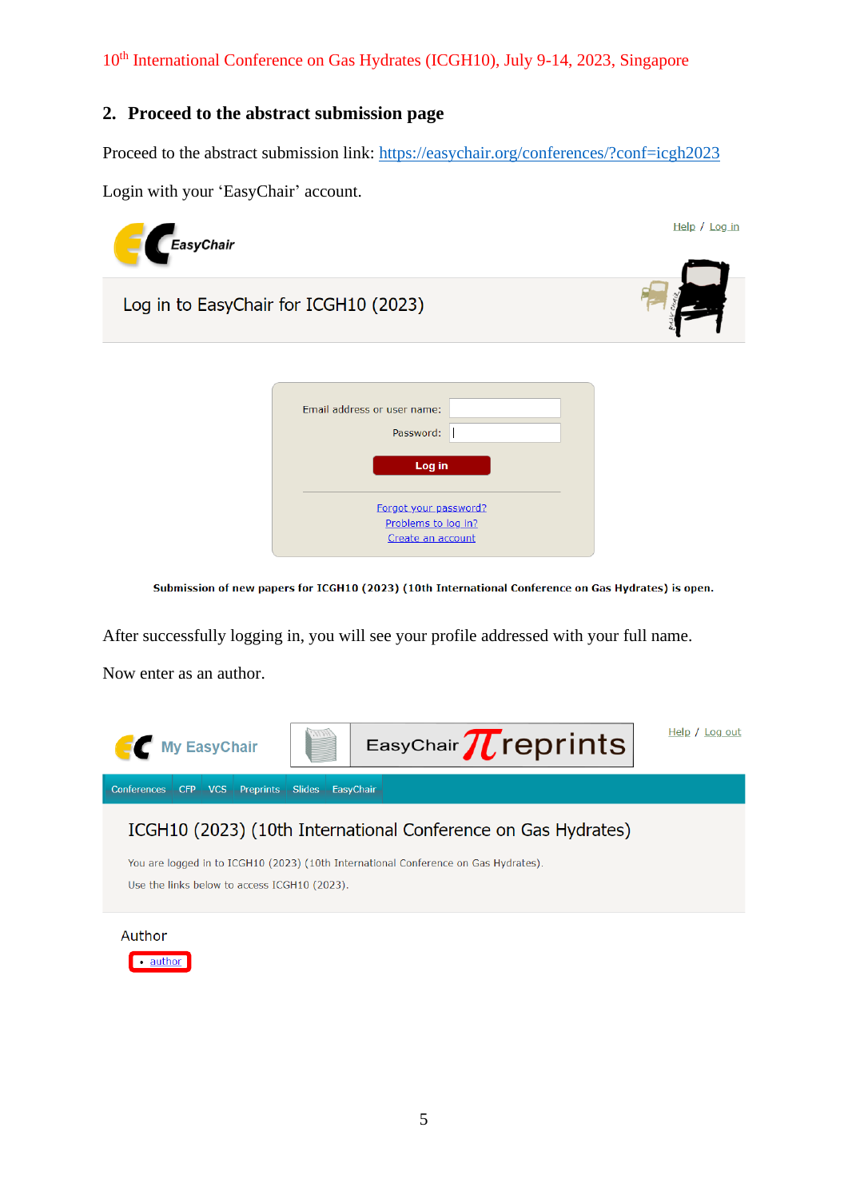## 2. Proceed to the abstract submission page

Proceed to the abstract submission link: https://easychair.org/conferences/?conf=icgh2023

Login with your 'EasyChair' account.

EasyChair

Help / Log in

Log in to EasyChair for ICGH10 (2023)

Email address or user name:

Password:

Log in

Forgot your password?
Problems to log in?
Create an account

**Submission of new papers for ICGH10 (2023) (10th International Conference on Gas Hydrates) is open.**

After successfully logging in, you will see your profile addressed with your full name.

Now enter as an author.

My EasyChair

EasyChair $\pi$reprints

Help / Log out

Conferences | CFP | VCS | Preprints | Slides | EasyChair

ICGH10 (2023) (10th International Conference on Gas Hydrates)

You are logged in to ICGH10 (2023) (10th International Conference on Gas Hydrates).

Use the links below to access ICGH10 (2023).

Author

- author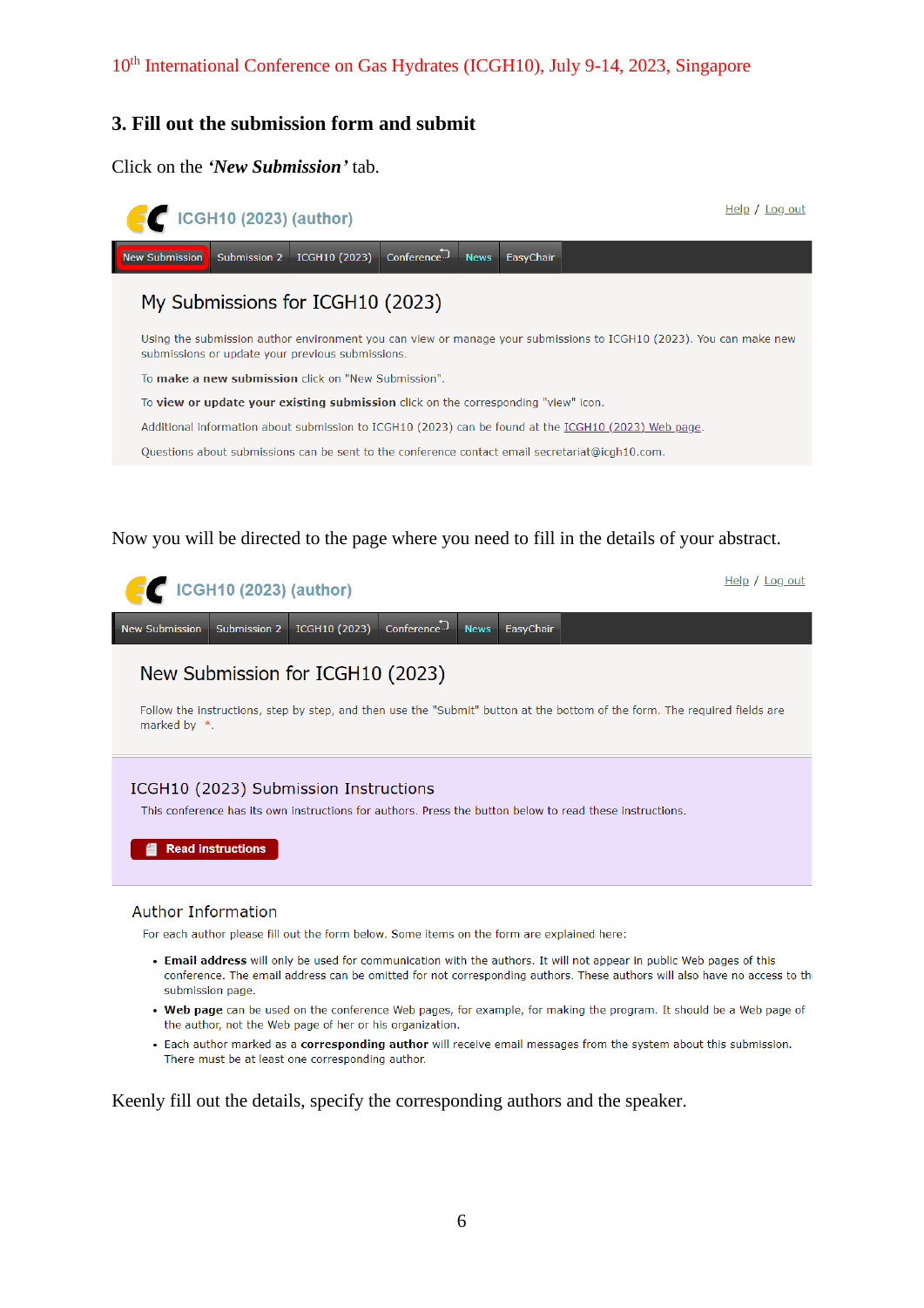## 3. Fill out the submission form and submit

Click on the ***'New Submission'*** tab.

ICGH10 (2023) (author)

Help / Log out

New Submission | Submission 2 | ICGH10 (2023) | Conference | News | EasyChair

### My Submissions for ICGH10 (2023)

Using the submission author environment you can view or manage your submissions to ICGH10 (2023). You can make new submissions or update your previous submissions.

To **make a new submission** click on "New Submission".

To **view or update your existing submission** click on the corresponding "view" icon.

Additional information about submission to ICGH10 (2023) can be found at the ICGH10 (2023) Web page.

Questions about submissions can be sent to the conference contact email secretariat@icgh10.com.

Now you will be directed to the page where you need to fill in the details of your abstract.

ICGH10 (2023) (author)

Help / Log out

New Submission | Submission 2 | ICGH10 (2023) | Conference | News | EasyChair

### New Submission for ICGH10 (2023)

Follow the instructions, step by step, and then use the "Submit" button at the bottom of the form. The required fields are marked by *.

#### ICGH10 (2023) Submission Instructions

This conference has its own instructions for authors. Press the button below to read these instructions.

Read instructions

#### Author Information

For each author please fill out the form below. Some items on the form are explained here:

- **Email address** will only be used for communication with the authors. It will not appear in public Web pages of this conference. The email address can be omitted for not corresponding authors. These authors will also have no access to th submission page.
- **Web page** can be used on the conference Web pages, for example, for making the program. It should be a Web page of the author, not the Web page of her or his organization.
- Each author marked as a **corresponding author** will receive email messages from the system about this submission. There must be at least one corresponding author.

Keenly fill out the details, specify the corresponding authors and the speaker.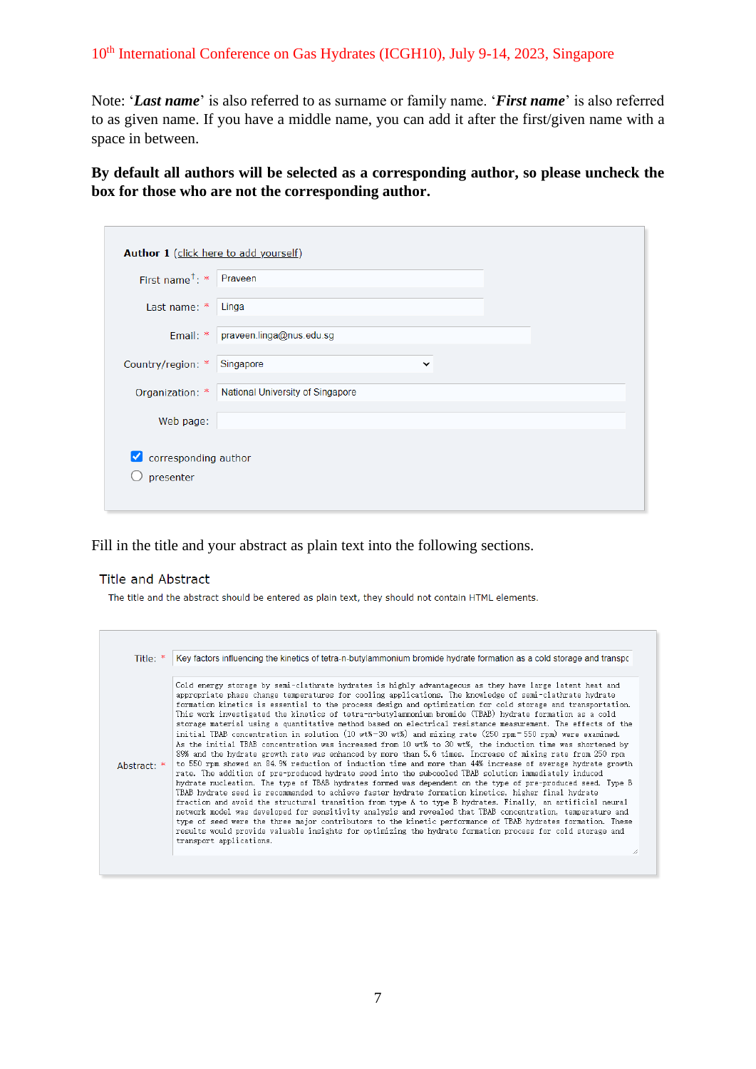Note: '***Last name***' is also referred to as surname or family name. '***First name***' is also referred to as given name. If you have a middle name, you can add it after the first/given name with a space in between.

**By default all authors will be selected as a corresponding author, so please uncheck the box for those who are not the corresponding author.**

**Author 1** (click here to add yourself)

First name[†]: * Praveen

Last name: * Linga

Email: * praveen.linga@nus.edu.sg

Country/region: * Singapore

Organization: * National University of Singapore

Web page:

☑ corresponding author

○ presenter

Fill in the title and your abstract as plain text into the following sections.

## Title and Abstract

The title and the abstract should be entered as plain text, they should not contain HTML elements.

Title: * Key factors influencing the kinetics of tetra-n-butylammonium bromide hydrate formation as a cold storage and transpo

Abstract: * Cold energy storage by semi-clathrate hydrates is highly advantageous as they have large latent heat and appropriate phase change temperatures for cooling applications. The knowledge of semi-clathrate hydrate formation kinetics is essential to the process design and optimization for cold storage and transportation. This work investigated the kinetics of tetra-n-butylammonium bromide (TBAB) hydrate formation as a cold storage material using a quantitative method based on electrical resistance measurement. The effects of the initial TBAB concentration in solution (10 wt%–30 wt%) and mixing rate (250 rpm–550 rpm) were examined. As the initial TBAB concentration was increased from 10 wt% to 30 wt%, the induction time was shortened by 89% and the hydrate growth rate was enhanced by more than 5.6 times. Increase of mixing rate from 250 rpm to 550 rpm showed an 84.8% reduction of induction time and more than 44% increase of average hydrate growth rate. The addition of pre-produced hydrate seed into the subcooled TBAB solution immediately induced hydrate nucleation. The type of TBAB hydrates formed was dependent on the type of pre-produced seed. Type B TBAB hydrate seed is recommended to achieve faster hydrate formation kinetics, higher final hydrate fraction and avoid the structural transition from type A to type B hydrates. Finally, an artificial neural network model was developed for sensitivity analysis and revealed that TBAB concentration, temperature and type of seed were the three major contributors to the kinetic performance of TBAB hydrates formation. These results would provide valuable insights for optimizing the hydrate formation process for cold storage and transport applications.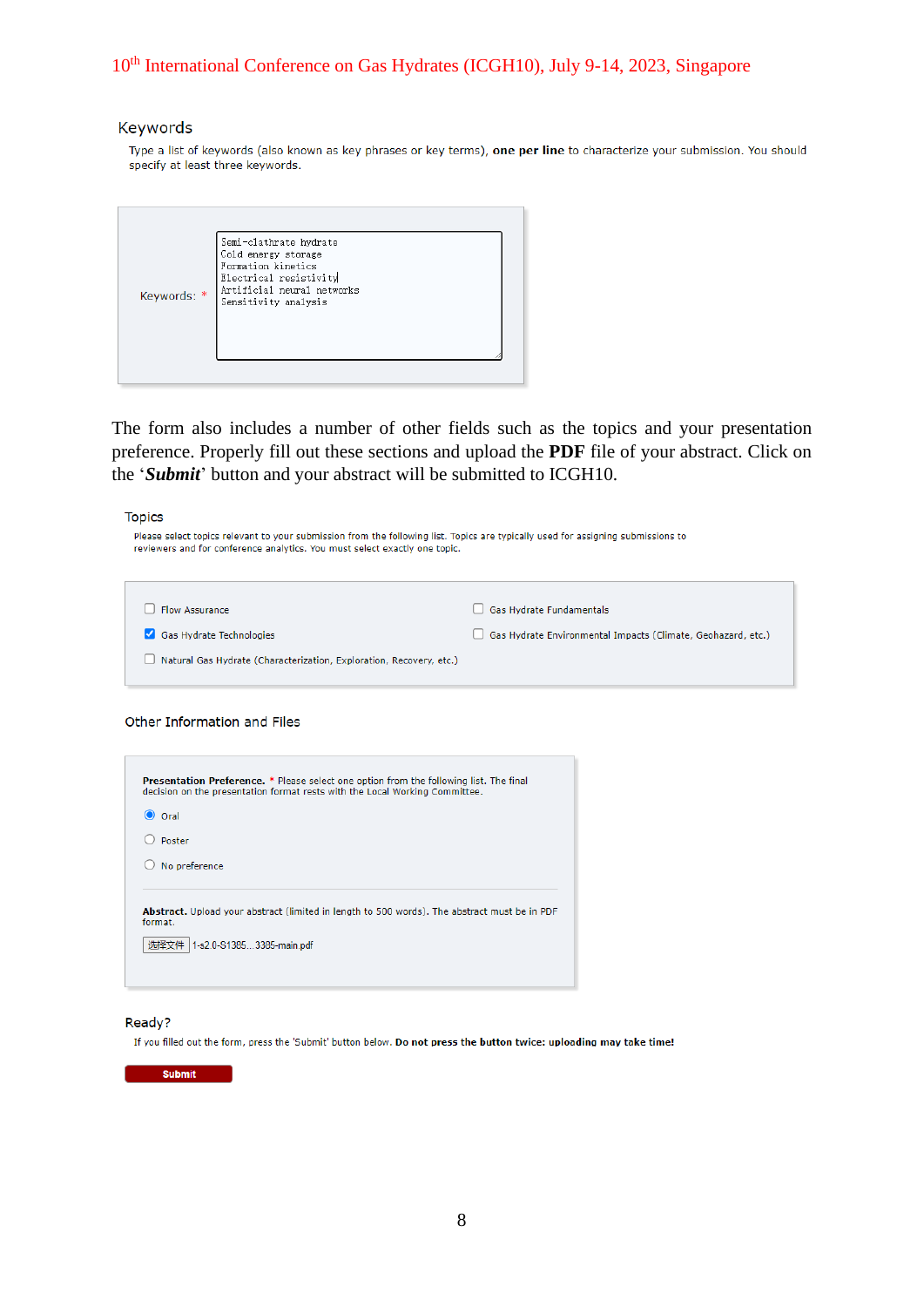### Keywords

Type a list of keywords (also known as key phrases or key terms), **one per line** to characterize your submission. You should specify at least three keywords.

Keywords: *

```
Semi-clathrate hydrate
Cold energy storage
Formation kinetics
Electrical resistivity
Artificial neural networks
Sensitivity analysis
```

The form also includes a number of other fields such as the topics and your presentation preference. Properly fill out these sections and upload the **PDF** file of your abstract. Click on the '***Submit***' button and your abstract will be submitted to ICGH10.

### Topics

Please select topics relevant to your submission from the following list. Topics are typically used for assigning submissions to reviewers and for conference analytics. You must select exactly one topic.

- [ ] Flow Assurance
- [ ] Gas Hydrate Fundamentals
- [x] Gas Hydrate Technologies
- [ ] Gas Hydrate Environmental Impacts (Climate, Geohazard, etc.)
- [ ] Natural Gas Hydrate (Characterization, Exploration, Recovery, etc.)

### Other Information and Files

**Presentation Preference.** * Please select one option from the following list. The final decision on the presentation format rests with the Local Working Committee.

- (•) Oral
- ( ) Poster
- ( ) No preference

**Abstract.** Upload your abstract (limited in length to 500 words). The abstract must be in PDF format.

选择文件 1-s2.0-S1385...3385-main.pdf

### Ready?

If you filled out the form, press the 'Submit' button below. **Do not press the button twice: uploading may take time!**

**Submit**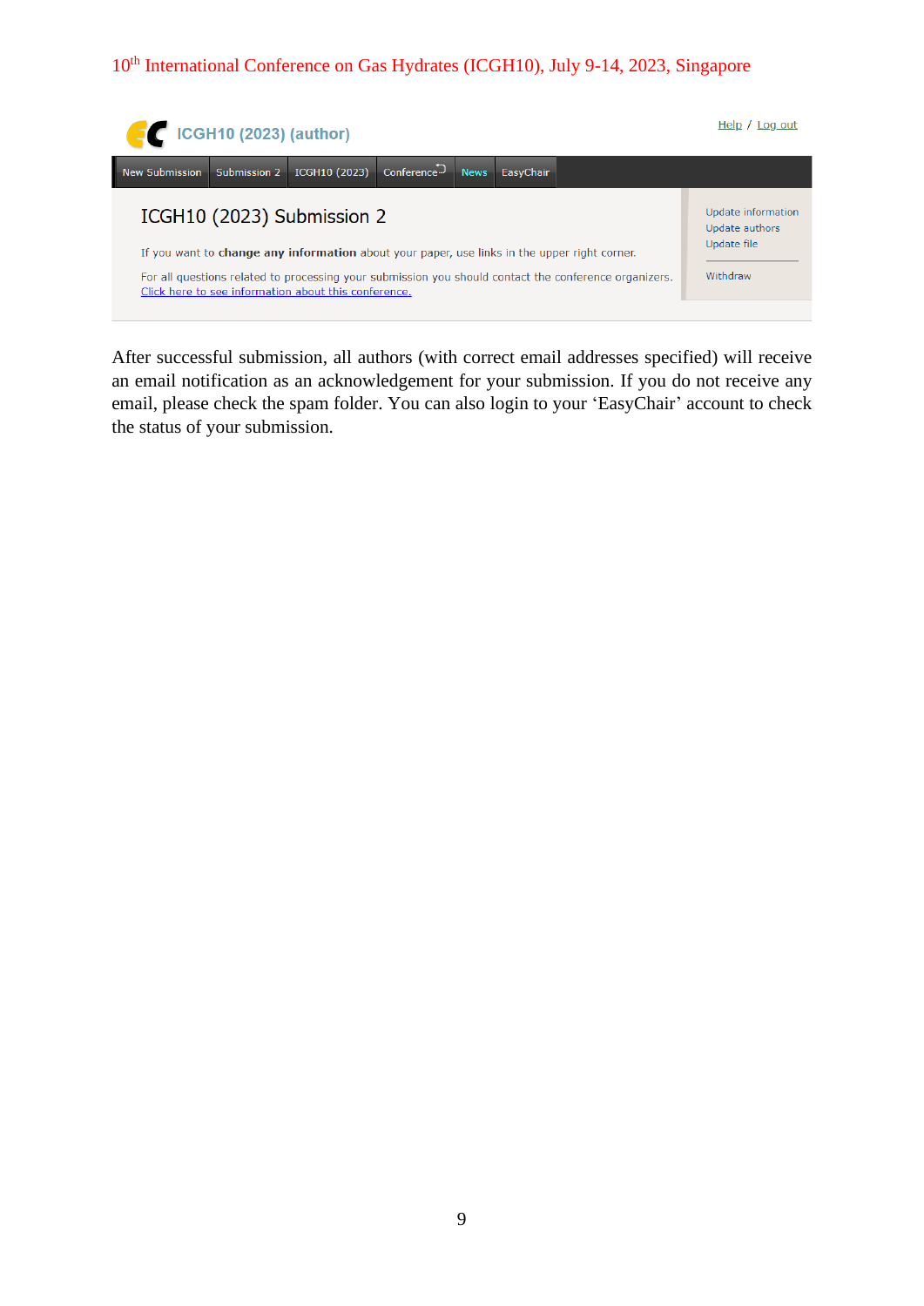ICGH10 (2023) (author)

Help / Log out

New Submission | Submission 2 | ICGH10 (2023) | Conference | News | EasyChair

## ICGH10 (2023) Submission 2

If you want to **change any information** about your paper, use links in the upper right corner.

For all questions related to processing your submission you should contact the conference organizers. Click here to see information about this conference.

Update information
Update authors
Update file

Withdraw

After successful submission, all authors (with correct email addresses specified) will receive an email notification as an acknowledgement for your submission. If you do not receive any email, please check the spam folder. You can also login to your 'EasyChair' account to check the status of your submission.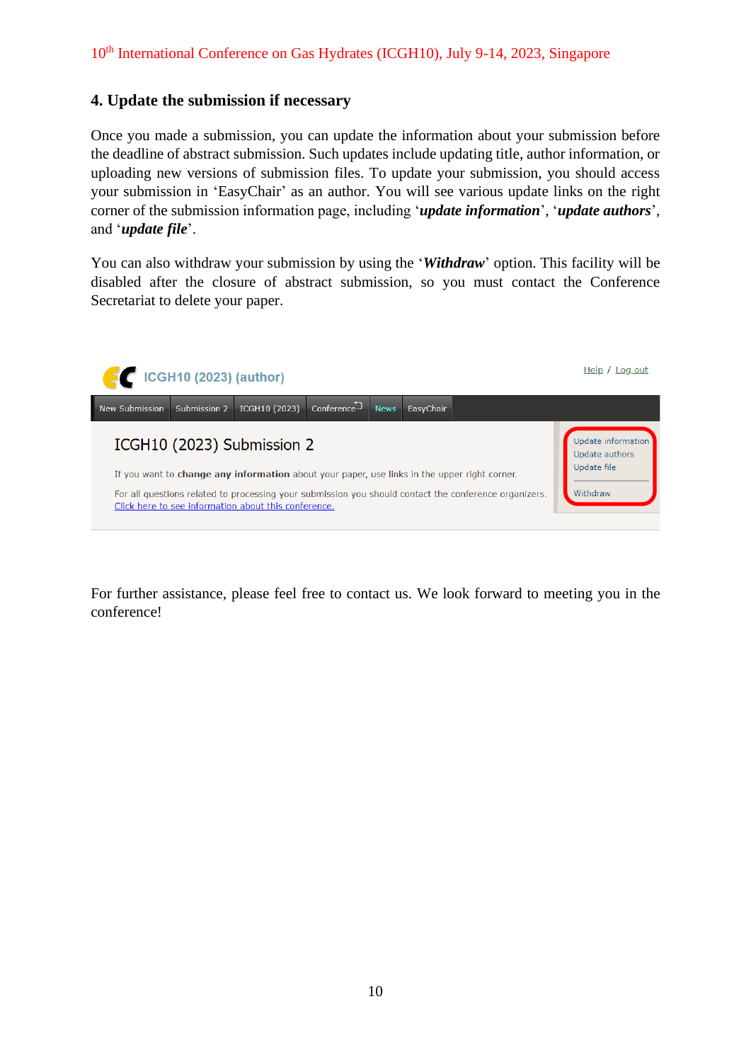## 4. Update the submission if necessary

Once you made a submission, you can update the information about your submission before the deadline of abstract submission. Such updates include updating title, author information, or uploading new versions of submission files. To update your submission, you should access your submission in 'EasyChair' as an author. You will see various update links on the right corner of the submission information page, including '***update information***', '***update authors***', and '***update file***'.

You can also withdraw your submission by using the '***Withdraw***' option. This facility will be disabled after the closure of abstract submission, so you must contact the Conference Secretariat to delete your paper.

ICGH10 (2023) (author)

Help / Log out

New Submission | Submission 2 | ICGH10 (2023) | Conference | News | EasyChair

ICGH10 (2023) Submission 2

If you want to **change any information** about your paper, use links in the upper right corner.

For all questions related to processing your submission you should contact the conference organizers. Click here to see information about this conference.

Update information
Update authors
Update file
Withdraw

For further assistance, please feel free to contact us. We look forward to meeting you in the conference!